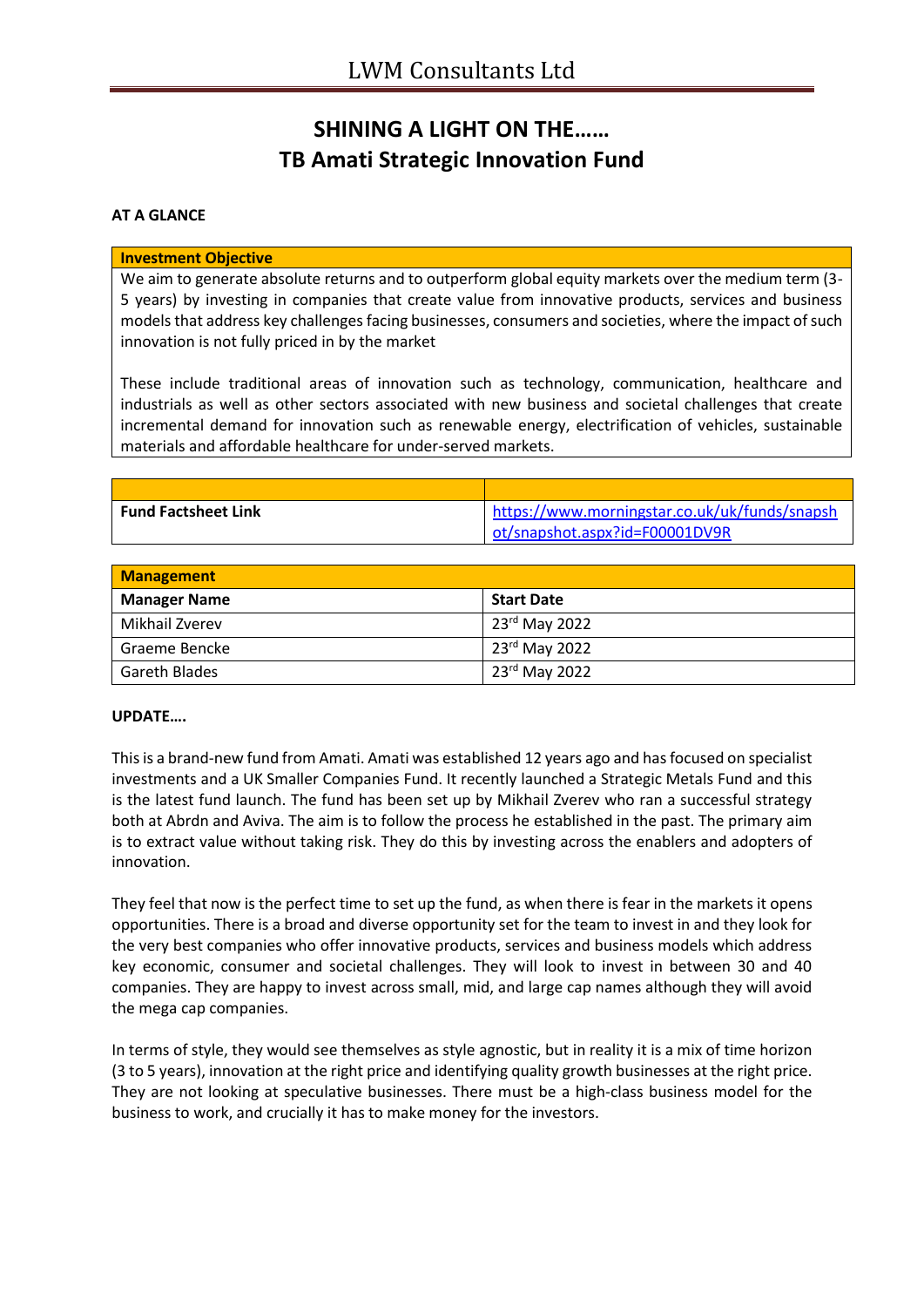# LWM Consultants Ltd

## SHINING A LIGHT ON THE……
## TB Amati Strategic Innovation Fund

**AT A GLANCE**

| Investment Objective |
|---|
| We aim to generate absolute returns and to outperform global equity markets over the medium term (3-5 years) by investing in companies that create value from innovative products, services and business models that address key challenges facing businesses, consumers and societies, where the impact of such innovation is not fully priced in by the market<br><br>These include traditional areas of innovation such as technology, communication, healthcare and industrials as well as other sectors associated with new business and societal challenges that create incremental demand for innovation such as renewable energy, electrification of vehicles, sustainable materials and affordable healthcare for under-served markets. |

| | |
|---|---|
| **Fund Factsheet Link** | https://www.morningstar.co.uk/uk/funds/snapshot/snapshot.aspx?id=F00001DV9R |

| Management | |
|---|---|
| **Manager Name** | **Start Date** |
| Mikhail Zverev | 23rd May 2022 |
| Graeme Bencke | 23rd May 2022 |
| Gareth Blades | 23rd May 2022 |

**UPDATE….**

This is a brand-new fund from Amati. Amati was established 12 years ago and has focused on specialist investments and a UK Smaller Companies Fund. It recently launched a Strategic Metals Fund and this is the latest fund launch. The fund has been set up by Mikhail Zverev who ran a successful strategy both at Abrdn and Aviva. The aim is to follow the process he established in the past. The primary aim is to extract value without taking risk. They do this by investing across the enablers and adopters of innovation.

They feel that now is the perfect time to set up the fund, as when there is fear in the markets it opens opportunities. There is a broad and diverse opportunity set for the team to invest in and they look for the very best companies who offer innovative products, services and business models which address key economic, consumer and societal challenges. They will look to invest in between 30 and 40 companies. They are happy to invest across small, mid, and large cap names although they will avoid the mega cap companies.

In terms of style, they would see themselves as style agnostic, but in reality it is a mix of time horizon (3 to 5 years), innovation at the right price and identifying quality growth businesses at the right price. They are not looking at speculative businesses. There must be a high-class business model for the business to work, and crucially it has to make money for the investors.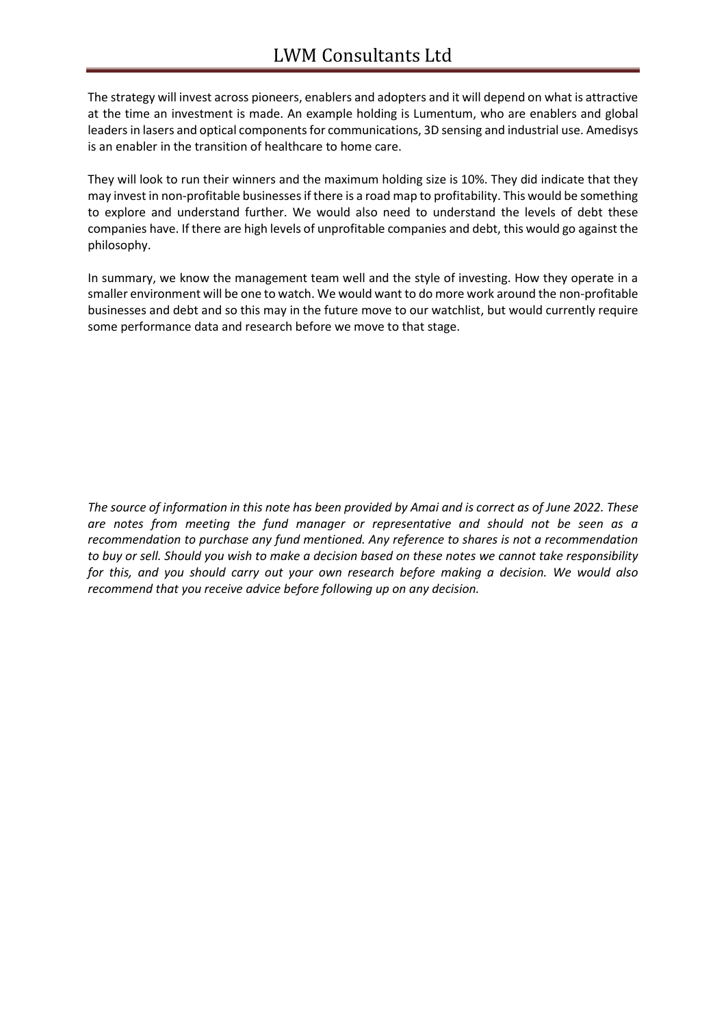The strategy will invest across pioneers, enablers and adopters and it will depend on what is attractive at the time an investment is made. An example holding is Lumentum, who are enablers and global leaders in lasers and optical components for communications, 3D sensing and industrial use. Amedisys is an enabler in the transition of healthcare to home care.

They will look to run their winners and the maximum holding size is 10%. They did indicate that they may invest in non-profitable businesses if there is a road map to profitability. This would be something to explore and understand further. We would also need to understand the levels of debt these companies have. If there are high levels of unprofitable companies and debt, this would go against the philosophy.

In summary, we know the management team well and the style of investing. How they operate in a smaller environment will be one to watch. We would want to do more work around the non-profitable businesses and debt and so this may in the future move to our watchlist, but would currently require some performance data and research before we move to that stage.

*The source of information in this note has been provided by Amai and is correct as of June 2022. These are notes from meeting the fund manager or representative and should not be seen as a recommendation to purchase any fund mentioned. Any reference to shares is not a recommendation to buy or sell. Should you wish to make a decision based on these notes we cannot take responsibility for this, and you should carry out your own research before making a decision. We would also recommend that you receive advice before following up on any decision.*